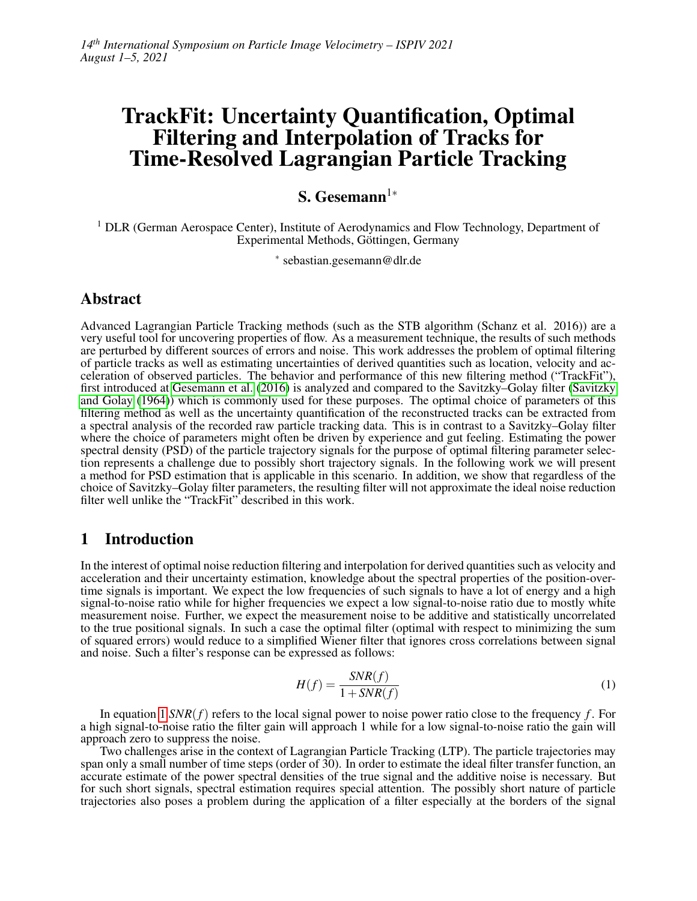*14th International Symposium on Particle Image Velocimetry – ISPIV 2021*
*August 1–5, 2021*

# TrackFit: Uncertainty Quantification, Optimal Filtering and Interpolation of Tracks for Time-Resolved Lagrangian Particle Tracking

**S. Gesemann**[1*]

[1] DLR (German Aerospace Center), Institute of Aerodynamics and Flow Technology, Department of Experimental Methods, Göttingen, Germany

[*] sebastian.gesemann@dlr.de

## Abstract

Advanced Lagrangian Particle Tracking methods (such as the STB algorithm (Schanz et al. 2016)) are a very useful tool for uncovering properties of flow. As a measurement technique, the results of such methods are perturbed by different sources of errors and noise. This work addresses the problem of optimal filtering of particle tracks as well as estimating uncertainties of derived quantities such as location, velocity and acceleration of observed particles. The behavior and performance of this new filtering method ("TrackFit"), first introduced at Gesemann et al. (2016) is analyzed and compared to the Savitzky–Golay filter (Savitzky and Golay (1964)) which is commonly used for these purposes. The optimal choice of parameters of this filtering method as well as the uncertainty quantification of the reconstructed tracks can be extracted from a spectral analysis of the recorded raw particle tracking data. This is in contrast to a Savitzky–Golay filter where the choice of parameters might often be driven by experience and gut feeling. Estimating the power spectral density (PSD) of the particle trajectory signals for the purpose of optimal filtering parameter selection represents a challenge due to possibly short trajectory signals. In the following work we will present a method for PSD estimation that is applicable in this scenario. In addition, we show that regardless of the choice of Savitzky–Golay filter parameters, the resulting filter will not approximate the ideal noise reduction filter well unlike the "TrackFit" described in this work.

## 1 Introduction

In the interest of optimal noise reduction filtering and interpolation for derived quantities such as velocity and acceleration and their uncertainty estimation, knowledge about the spectral properties of the position-over-time signals is important. We expect the low frequencies of such signals to have a lot of energy and a high signal-to-noise ratio while for higher frequencies we expect a low signal-to-noise ratio due to mostly white measurement noise. Further, we expect the measurement noise to be additive and statistically uncorrelated to the true positional signals. In such a case the optimal filter (optimal with respect to minimizing the sum of squared errors) would reduce to a simplified Wiener filter that ignores cross correlations between signal and noise. Such a filter's response can be expressed as follows:

$$H(f) = \frac{SNR(f)}{1 + SNR(f)} \tag{1}$$

In equation 1 $SNR(f)$ refers to the local signal power to noise power ratio close to the frequency $f$. For a high signal-to-noise ratio the filter gain will approach 1 while for a low signal-to-noise ratio the gain will approach zero to suppress the noise.

Two challenges arise in the context of Lagrangian Particle Tracking (LTP). The particle trajectories may span only a small number of time steps (order of 30). In order to estimate the ideal filter transfer function, an accurate estimate of the power spectral densities of the true signal and the additive noise is necessary. But for such short signals, spectral estimation requires special attention. The possibly short nature of particle trajectories also poses a problem during the application of a filter especially at the borders of the signal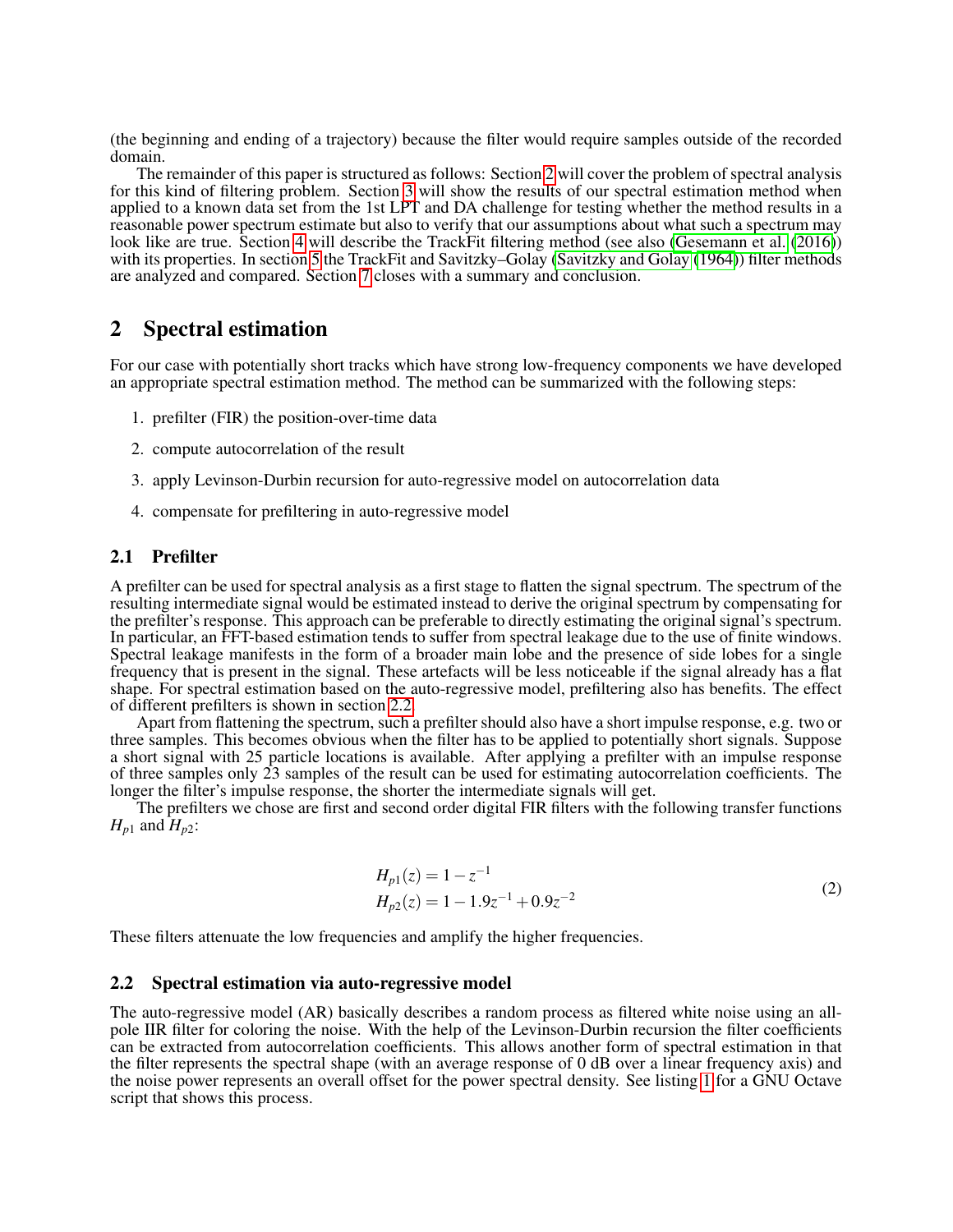(the beginning and ending of a trajectory) because the filter would require samples outside of the recorded domain.

The remainder of this paper is structured as follows: Section 2 will cover the problem of spectral analysis for this kind of filtering problem. Section 3 will show the results of our spectral estimation method when applied to a known data set from the 1st LPT and DA challenge for testing whether the method results in a reasonable power spectrum estimate but also to verify that our assumptions about what such a spectrum may look like are true. Section 4 will describe the TrackFit filtering method (see also (Gesemann et al. (2016)) with its properties. In section 5 the TrackFit and Savitzky–Golay (Savitzky and Golay (1964)) filter methods are analyzed and compared. Section 7 closes with a summary and conclusion.

## 2 Spectral estimation

For our case with potentially short tracks which have strong low-frequency components we have developed an appropriate spectral estimation method. The method can be summarized with the following steps:

1. prefilter (FIR) the position-over-time data
2. compute autocorrelation of the result
3. apply Levinson-Durbin recursion for auto-regressive model on autocorrelation data
4. compensate for prefiltering in auto-regressive model

### 2.1 Prefilter

A prefilter can be used for spectral analysis as a first stage to flatten the signal spectrum. The spectrum of the resulting intermediate signal would be estimated instead to derive the original spectrum by compensating for the prefilter's response. This approach can be preferable to directly estimating the original signal's spectrum. In particular, an FFT-based estimation tends to suffer from spectral leakage due to the use of finite windows. Spectral leakage manifests in the form of a broader main lobe and the presence of side lobes for a single frequency that is present in the signal. These artefacts will be less noticeable if the signal already has a flat shape. For spectral estimation based on the auto-regressive model, prefiltering also has benefits. The effect of different prefilters is shown in section 2.2.

Apart from flattening the spectrum, such a prefilter should also have a short impulse response, e.g. two or three samples. This becomes obvious when the filter has to be applied to potentially short signals. Suppose a short signal with 25 particle locations is available. After applying a prefilter with an impulse response of three samples only 23 samples of the result can be used for estimating autocorrelation coefficients. The longer the filter's impulse response, the shorter the intermediate signals will get.

The prefilters we chose are first and second order digital FIR filters with the following transfer functions $H_{p1}$ and $H_{p2}$:

$$
\begin{aligned}
H_{p1}(z) &= 1 - z^{-1} \\
H_{p2}(z) &= 1 - 1.9z^{-1} + 0.9z^{-2}
\end{aligned}
\tag{2}
$$

These filters attenuate the low frequencies and amplify the higher frequencies.

### 2.2 Spectral estimation via auto-regressive model

The auto-regressive model (AR) basically describes a random process as filtered white noise using an all-pole IIR filter for coloring the noise. With the help of the Levinson-Durbin recursion the filter coefficients can be extracted from autocorrelation coefficients. This allows another form of spectral estimation in that the filter represents the spectral shape (with an average response of 0 dB over a linear frequency axis) and the noise power represents an overall offset for the power spectral density. See listing 1 for a GNU Octave script that shows this process.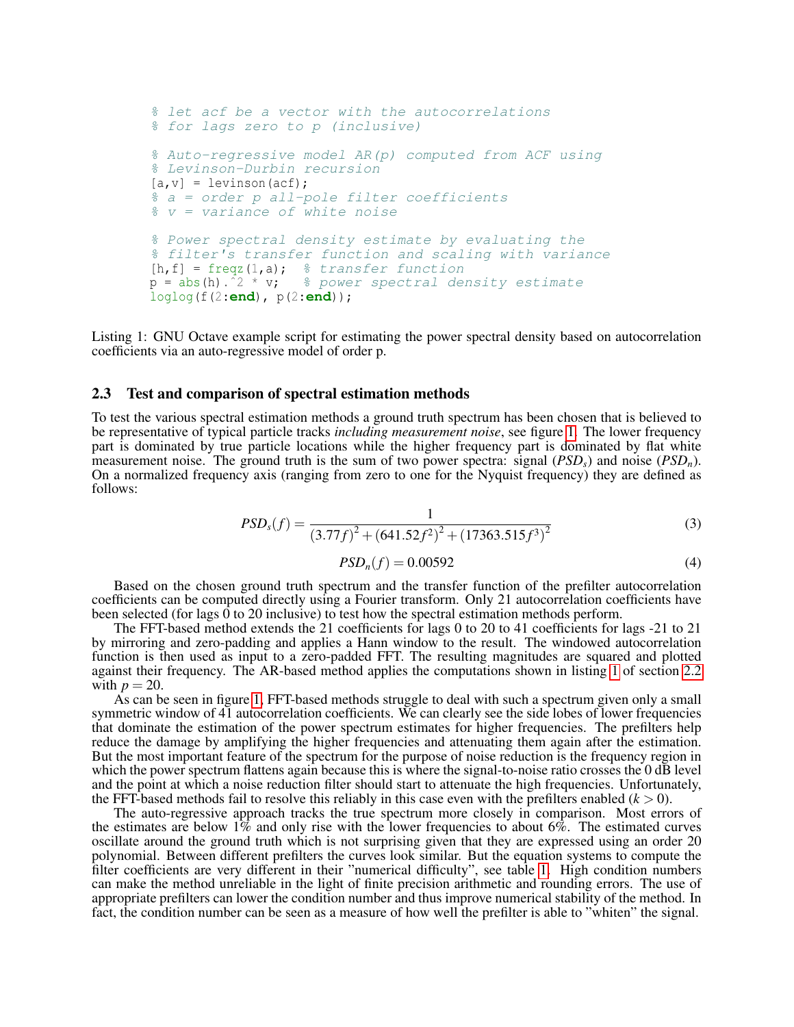```
% let acf be a vector with the autocorrelations
% for lags zero to p (inclusive)

% Auto-regressive model AR(p) computed from ACF using
% Levinson-Durbin recursion
[a,v] = levinson(acf);
% a = order p all-pole filter coefficients
% v = variance of white noise

% Power spectral density estimate by evaluating the
% filter's transfer function and scaling with variance
[h,f] = freqz(1,a);  % transfer function
p = abs(h).^2 * v;   % power spectral density estimate
loglog(f(2:end), p(2:end));
```

Listing 1: GNU Octave example script for estimating the power spectral density based on autocorrelation coefficients via an auto-regressive model of order p.

### 2.3 Test and comparison of spectral estimation methods

To test the various spectral estimation methods a ground truth spectrum has been chosen that is believed to be representative of typical particle tracks *including measurement noise*, see figure 1. The lower frequency part is dominated by true particle locations while the higher frequency part is dominated by flat white measurement noise. The ground truth is the sum of two power spectra: signal ($PSD_s$) and noise ($PSD_n$). On a normalized frequency axis (ranging from zero to one for the Nyquist frequency) they are defined as follows:

$$PSD_s(f) = \frac{1}{(3.77f)^2 + (641.52f^2)^2 + (17363.515f^3)^2} \tag{3}$$

$$PSD_n(f) = 0.00592 \tag{4}$$

Based on the chosen ground truth spectrum and the transfer function of the prefilter autocorrelation coefficients can be computed directly using a Fourier transform. Only 21 autocorrelation coefficients have been selected (for lags 0 to 20 inclusive) to test how the spectral estimation methods perform.

The FFT-based method extends the 21 coefficients for lags 0 to 20 to 41 coefficients for lags -21 to 21 by mirroring and zero-padding and applies a Hann window to the result. The windowed autocorrelation function is then used as input to a zero-padded FFT. The resulting magnitudes are squared and plotted against their frequency. The AR-based method applies the computations shown in listing 1 of section 2.2 with $p = 20$.

As can be seen in figure 1, FFT-based methods struggle to deal with such a spectrum given only a small symmetric window of 41 autocorrelation coefficients. We can clearly see the side lobes of lower frequencies that dominate the estimation of the power spectrum estimates for higher frequencies. The prefilters help reduce the damage by amplifying the higher frequencies and attenuating them again after the estimation. But the most important feature of the spectrum for the purpose of noise reduction is the frequency region in which the power spectrum flattens again because this is where the signal-to-noise ratio crosses the 0 dB level and the point at which a noise reduction filter should start to attenuate the high frequencies. Unfortunately, the FFT-based methods fail to resolve this reliably in this case even with the prefilters enabled ($k > 0$).

The auto-regressive approach tracks the true spectrum more closely in comparison. Most errors of the estimates are below 1% and only rise with the lower frequencies to about 6%. The estimated curves oscillate around the ground truth which is not surprising given that they are expressed using an order 20 polynomial. Between different prefilters the curves look similar. But the equation systems to compute the filter coefficients are very different in their "numerical difficulty", see table 1. High condition numbers can make the method unreliable in the light of finite precision arithmetic and rounding errors. The use of appropriate prefilters can lower the condition number and thus improve numerical stability of the method. In fact, the condition number can be seen as a measure of how well the prefilter is able to "whiten" the signal.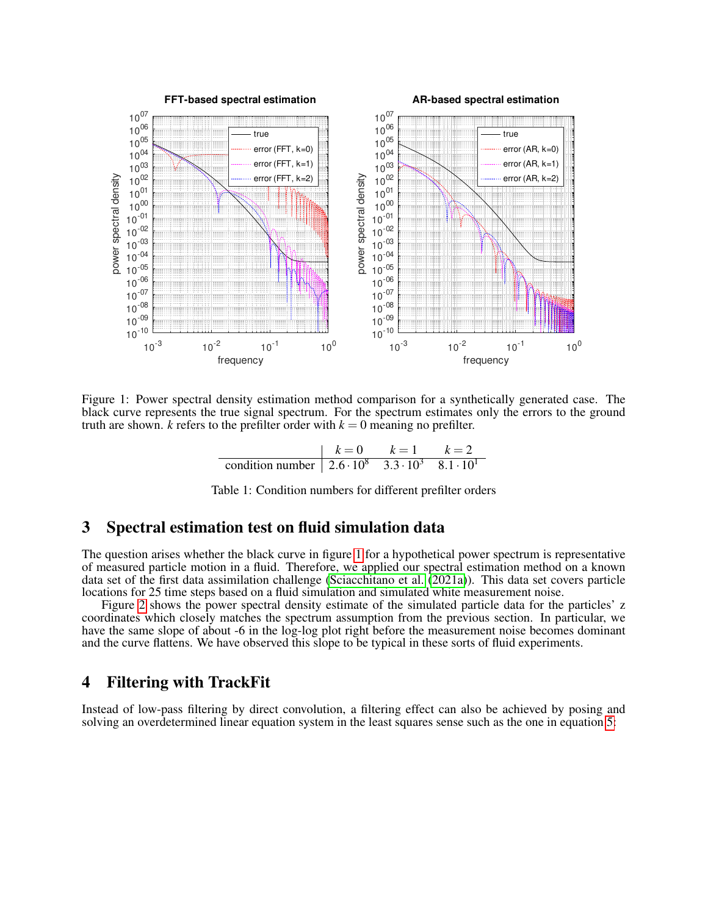Figure 1: Power spectral density estimation method comparison for a synthetically generated case. The black curve represents the true signal spectrum. For the spectrum estimates only the errors to the ground truth are shown. $k$ refers to the prefilter order with $k = 0$ meaning no prefilter.

| | $k=0$ | $k=1$ | $k=2$ |
|---|---|---|---|
| condition number | $2.6 \cdot 10^8$ | $3.3 \cdot 10^3$ | $8.1 \cdot 10^1$ |

Table 1: Condition numbers for different prefilter orders

## 3 Spectral estimation test on fluid simulation data

The question arises whether the black curve in figure 1 for a hypothetical power spectrum is representative of measured particle motion in a fluid. Therefore, we applied our spectral estimation method on a known data set of the first data assimilation challenge (Sciacchitano et al. (2021a)). This data set covers particle locations for 25 time steps based on a fluid simulation and simulated white measurement noise.

Figure 2 shows the power spectral density estimate of the simulated particle data for the particles' z coordinates which closely matches the spectrum assumption from the previous section. In particular, we have the same slope of about -6 in the log-log plot right before the measurement noise becomes dominant and the curve flattens. We have observed this slope to be typical in these sorts of fluid experiments.

## 4 Filtering with TrackFit

Instead of low-pass filtering by direct convolution, a filtering effect can also be achieved by posing and solving an overdetermined linear equation system in the least squares sense such as the one in equation 5: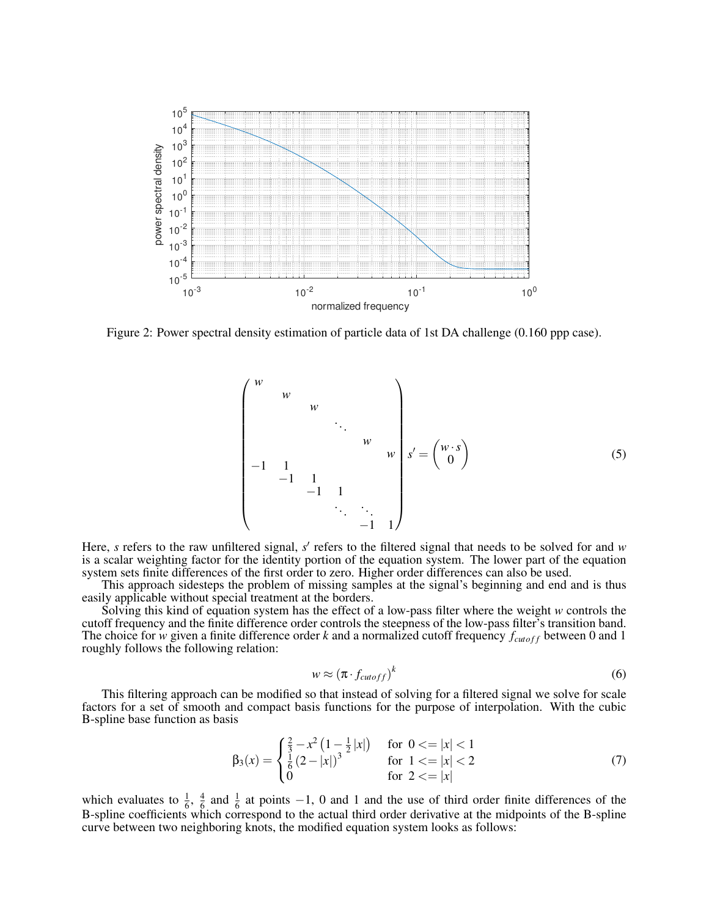Figure 2: Power spectral density estimation of particle data of 1st DA challenge (0.160 ppp case).

$$
\begin{pmatrix}
w & & & & & \\
 & w & & & & \\
 & & w & & & \\
 & & & \ddots & & \\
 & & & & w & \\
 & & & & & w \\
-1 & 1 & & & & \\
 & -1 & 1 & & & \\
 & & -1 & 1 & & \\
 & & & \ddots & \ddots & \\
 & & & & -1 & 1
\end{pmatrix} s' = \begin{pmatrix} w \cdot s \\ 0 \end{pmatrix} \tag{5}
$$

Here, $s$ refers to the raw unfiltered signal, $s'$ refers to the filtered signal that needs to be solved for and $w$ is a scalar weighting factor for the identity portion of the equation system. The lower part of the equation system sets finite differences of the first order to zero. Higher order differences can also be used.

This approach sidesteps the problem of missing samples at the signal's beginning and end and is thus easily applicable without special treatment at the borders.

Solving this kind of equation system has the effect of a low-pass filter where the weight $w$ controls the cutoff frequency and the finite difference order controls the steepness of the low-pass filter's transition band. The choice for $w$ given a finite difference order $k$ and a normalized cutoff frequency $f_{cutoff}$ between 0 and 1 roughly follows the following relation:

$$
w \approx \left(\pi \cdot f_{cutoff}\right)^k \tag{6}
$$

This filtering approach can be modified so that instead of solving for a filtered signal we solve for scale factors for a set of smooth and compact basis functions for the purpose of interpolation. With the cubic B-spline base function as basis

$$
\beta_3(x) = \begin{cases} \frac{2}{3} - x^2\left(1 - \frac{1}{2}|x|\right) & \text{for } 0 <= |x| < 1 \\ \frac{1}{6}\left(2 - |x|\right)^3 & \text{for } 1 <= |x| < 2 \\ 0 & \text{for } 2 <= |x| \end{cases} \tag{7}
$$

which evaluates to $\frac{1}{6}$, $\frac{4}{6}$ and $\frac{1}{6}$ at points $-1$, 0 and 1 and the use of third order finite differences of the B-spline coefficients which correspond to the actual third order derivative at the midpoints of the B-spline curve between two neighboring knots, the modified equation system looks as follows: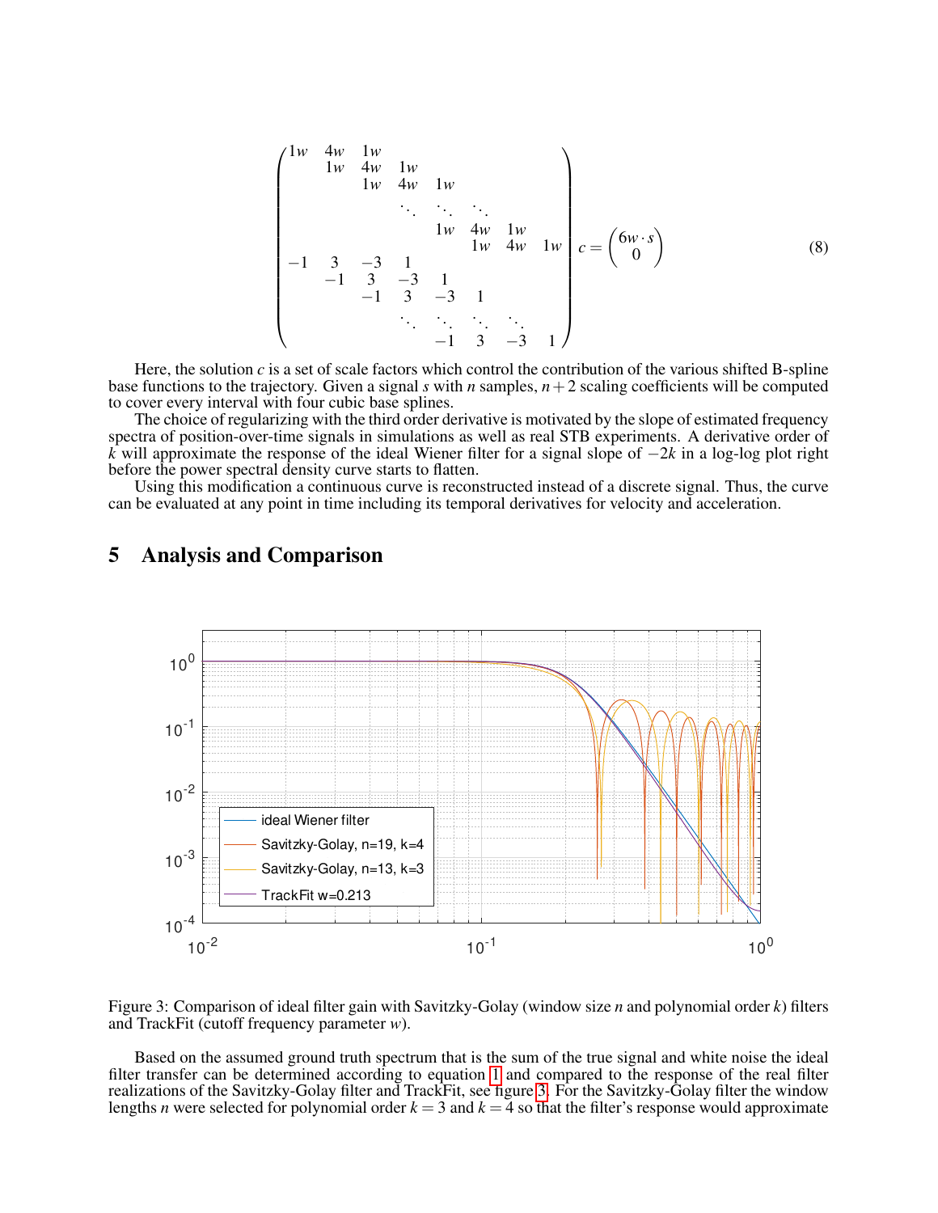$$
\begin{pmatrix}
1w & 4w & 1w & & & & & \\
 & 1w & 4w & 1w & & & & \\
 & & 1w & 4w & 1w & & & \\
 & & & \ddots & \ddots & \ddots & & \\
 & & & & 1w & 4w & 1w & \\
 & & & & & 1w & 4w & 1w \\
-1 & 3 & -3 & 1 & & & & \\
 & -1 & 3 & -3 & 1 & & & \\
 & & -1 & 3 & -3 & 1 & & \\
 & & & \ddots & \ddots & \ddots & \ddots & \\
 & & & & -1 & 3 & -3 & 1
\end{pmatrix} c = \begin{pmatrix} 6w \cdot s \\ 0 \end{pmatrix} \tag{8}
$$

Here, the solution $c$ is a set of scale factors which control the contribution of the various shifted B-spline base functions to the trajectory. Given a signal $s$ with $n$ samples, $n+2$ scaling coefficients will be computed to cover every interval with four cubic base splines.

The choice of regularizing with the third order derivative is motivated by the slope of estimated frequency spectra of position-over-time signals in simulations as well as real STB experiments. A derivative order of $k$ will approximate the response of the ideal Wiener filter for a signal slope of $-2k$ in a log-log plot right before the power spectral density curve starts to flatten.

Using this modification a continuous curve is reconstructed instead of a discrete signal. Thus, the curve can be evaluated at any point in time including its temporal derivatives for velocity and acceleration.

# 5 Analysis and Comparison

Figure 3: Comparison of ideal filter gain with Savitzky-Golay (window size $n$ and polynomial order $k$) filters and TrackFit (cutoff frequency parameter $w$).

Based on the assumed ground truth spectrum that is the sum of the true signal and white noise the ideal filter transfer can be determined according to equation 1 and compared to the response of the real filter realizations of the Savitzky-Golay filter and TrackFit, see figure 3. For the Savitzky-Golay filter the window lengths $n$ were selected for polynomial order $k = 3$ and $k = 4$ so that the filter's response would approximate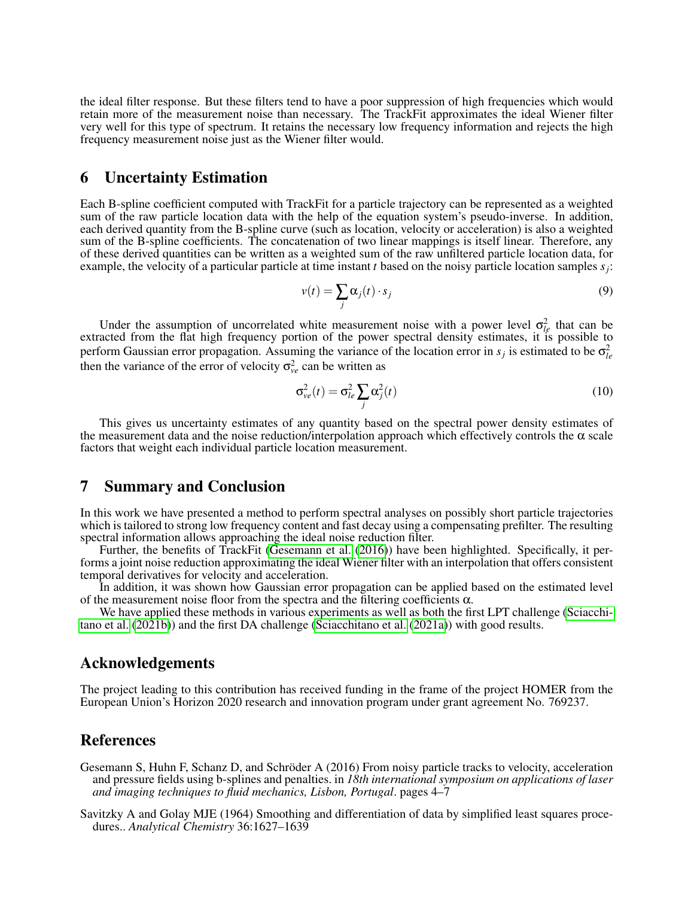the ideal filter response. But these filters tend to have a poor suppression of high frequencies which would retain more of the measurement noise than necessary. The TrackFit approximates the ideal Wiener filter very well for this type of spectrum. It retains the necessary low frequency information and rejects the high frequency measurement noise just as the Wiener filter would.

## 6 Uncertainty Estimation

Each B-spline coefficient computed with TrackFit for a particle trajectory can be represented as a weighted sum of the raw particle location data with the help of the equation system's pseudo-inverse. In addition, each derived quantity from the B-spline curve (such as location, velocity or acceleration) is also a weighted sum of the B-spline coefficients. The concatenation of two linear mappings is itself linear. Therefore, any of these derived quantities can be written as a weighted sum of the raw unfiltered particle location data, for example, the velocity of a particular particle at time instant $t$ based on the noisy particle location samples $s_j$:

$$v(t) = \sum_j \alpha_j(t) \cdot s_j \tag{9}$$

Under the assumption of uncorrelated white measurement noise with a power level $\sigma_{le}^2$ that can be extracted from the flat high frequency portion of the power spectral density estimates, it is possible to perform Gaussian error propagation. Assuming the variance of the location error in $s_j$ is estimated to be $\sigma_{le}^2$ then the variance of the error of velocity $\sigma_{ve}^2$ can be written as

$$\sigma_{ve}^2(t) = \sigma_{le}^2 \sum_j \alpha_j^2(t) \tag{10}$$

This gives us uncertainty estimates of any quantity based on the spectral power density estimates of the measurement data and the noise reduction/interpolation approach which effectively controls the $\alpha$ scale factors that weight each individual particle location measurement.

## 7 Summary and Conclusion

In this work we have presented a method to perform spectral analyses on possibly short particle trajectories which is tailored to strong low frequency content and fast decay using a compensating prefilter. The resulting spectral information allows approaching the ideal noise reduction filter.

Further, the benefits of TrackFit (Gesemann et al. (2016)) have been highlighted. Specifically, it performs a joint noise reduction approximating the ideal Wiener filter with an interpolation that offers consistent temporal derivatives for velocity and acceleration.

In addition, it was shown how Gaussian error propagation can be applied based on the estimated level of the measurement noise floor from the spectra and the filtering coefficients $\alpha$.

We have applied these methods in various experiments as well as both the first LPT challenge (Sciacchitano et al. (2021b)) and the first DA challenge (Sciacchitano et al. (2021a)) with good results.

## Acknowledgements

The project leading to this contribution has received funding in the frame of the project HOMER from the European Union's Horizon 2020 research and innovation program under grant agreement No. 769237.

## References

Gesemann S, Huhn F, Schanz D, and Schröder A (2016) From noisy particle tracks to velocity, acceleration and pressure fields using b-splines and penalties. in *18th international symposium on applications of laser and imaging techniques to fluid mechanics, Lisbon, Portugal*. pages 4–7

Savitzky A and Golay MJE (1964) Smoothing and differentiation of data by simplified least squares procedures.. *Analytical Chemistry* 36:1627–1639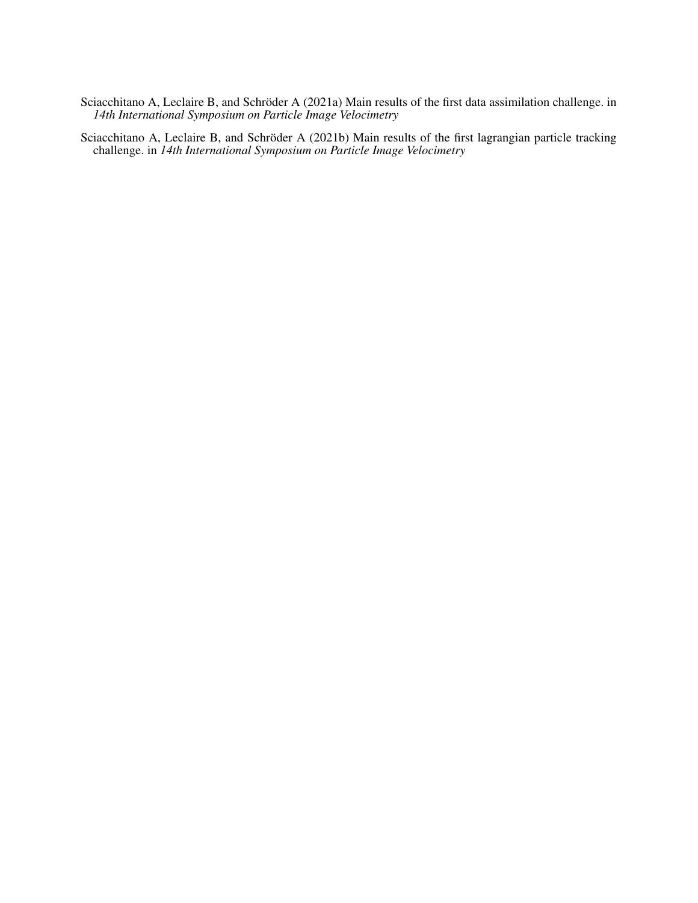Sciacchitano A, Leclaire B, and Schröder A (2021a) Main results of the first data assimilation challenge. in *14th International Symposium on Particle Image Velocimetry*

Sciacchitano A, Leclaire B, and Schröder A (2021b) Main results of the first lagrangian particle tracking challenge. in *14th International Symposium on Particle Image Velocimetry*